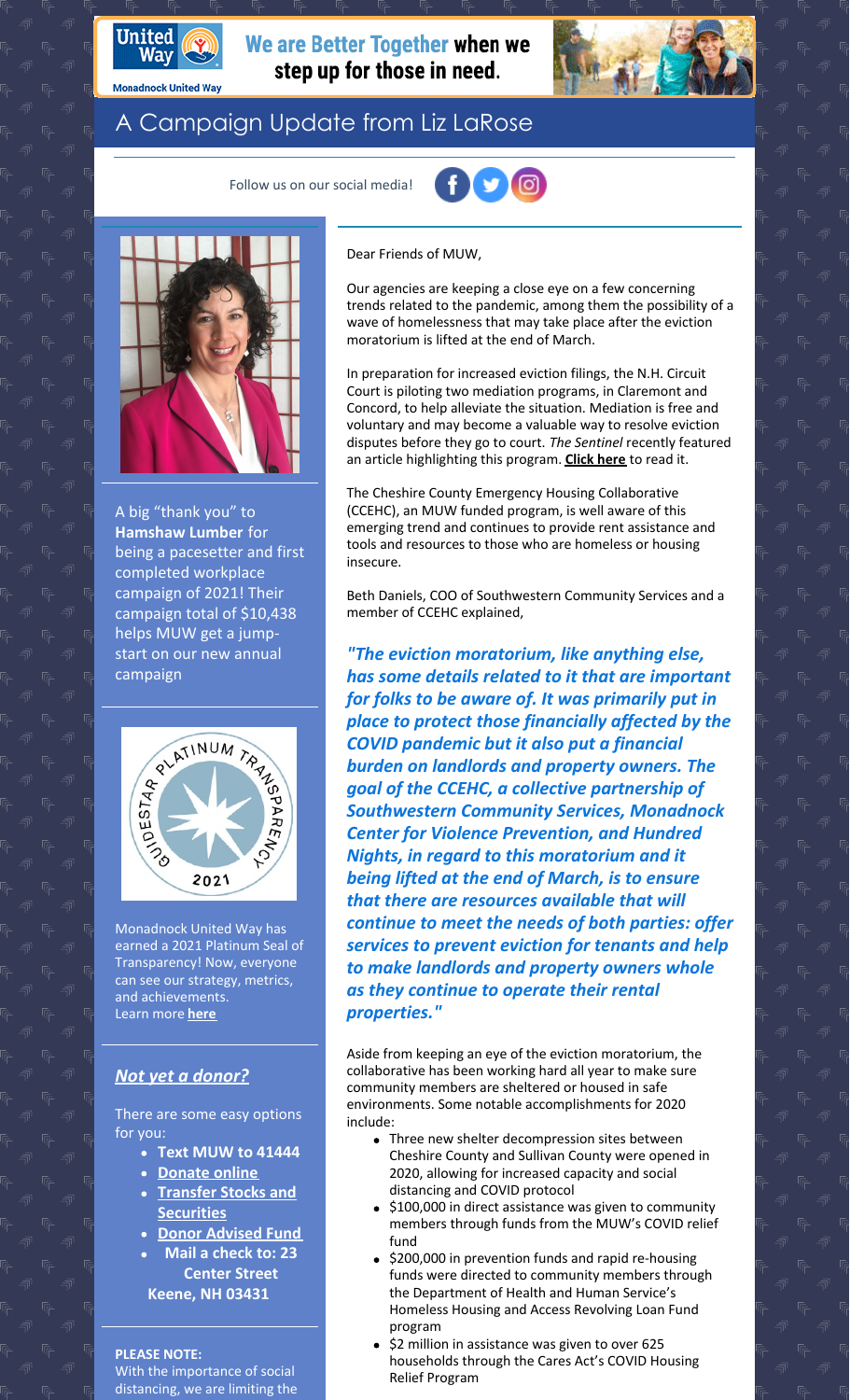**United Way** Monadnock United Way

**We are Better Together when we step up for those in need.**

# A Campaign Update from Liz LaRose

Follow us on our social media!

Dear Friends of MUW,

Our agencies are keeping a close eye on a few concerning trends related to the pandemic, among them the possibility of a wave of homelessness that may take place after the eviction moratorium is lifted at the end of March.

In preparation for increased eviction filings, the N.H. Circuit Court is piloting two mediation programs, in Claremont and Concord, to help alleviate the situation. Mediation is free and voluntary and may become a valuable way to resolve eviction disputes before they go to court. *The Sentinel* recently featured an article highlighting this program. **Click here** to read it.

The Cheshire County Emergency Housing Collaborative (CCEHC), an MUW funded program, is well aware of this emerging trend and continues to provide rent assistance and tools and resources to those who are homeless or housing insecure.

Beth Daniels, COO of Southwestern Community Services and a member of CCEHC explained,

***"The eviction moratorium, like anything else, has some details related to it that are important for folks to be aware of. It was primarily put in place to protect those financially affected by the COVID pandemic but it also put a financial burden on landlords and property owners. The goal of the CCEHC, a collective partnership of Southwestern Community Services, Monadnock Center for Violence Prevention, and Hundred Nights, in regard to this moratorium and it being lifted at the end of March, is to ensure that there are resources available that will continue to meet the needs of both parties: offer services to prevent eviction for tenants and help to make landlords and property owners whole as they continue to operate their rental properties."***

Aside from keeping an eye of the eviction moratorium, the collaborative has been working hard all year to make sure community members are sheltered or housed in safe environments. Some notable accomplishments for 2020 include:

- Three new shelter decompression sites between Cheshire County and Sullivan County were opened in 2020, allowing for increased capacity and social distancing and COVID protocol
- $100,000 in direct assistance was given to community members through funds from the MUW's COVID relief fund
- $200,000 in prevention funds and rapid re-housing funds were directed to community members through the Department of Health and Human Service's Homeless Housing and Access Revolving Loan Fund program
- $2 million in assistance was given to over 625 households through the Cares Act's COVID Housing Relief Program

A big "thank you" to **Hamshaw Lumber** for being a pacesetter and first completed workplace campaign of 2021! Their campaign total of $10,438 helps MUW get a jump-start on our new annual campaign

GUIDESTAR PLATINUM TRANSPARENCY 2021

Monadnock United Way has earned a 2021 Platinum Seal of Transparency! Now, everyone can see our strategy, metrics, and achievements.
Learn more **here**

## ***Not yet a donor?***

There are some easy options for you:

- **Text MUW to 41444**
- **Donate online**
- **Transfer Stocks and Securities**
- **Donor Advised Fund**
- **Mail a check to: 23 Center Street Keene, NH 03431**

**PLEASE NOTE:**
With the importance of social distancing, we are limiting the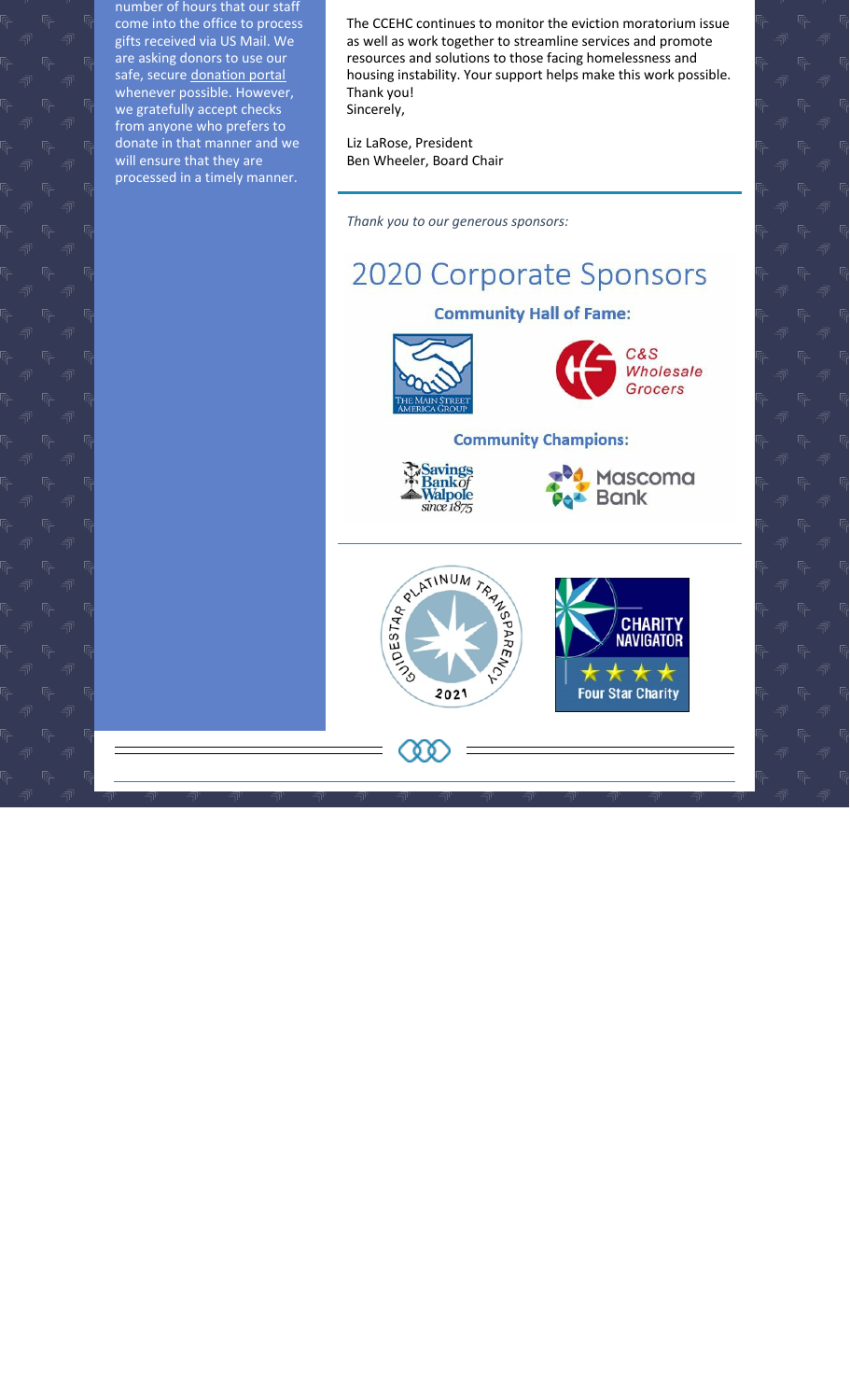number of hours that our staff come into the office to process gifts received via US Mail. We are asking donors to use our safe, secure donation portal whenever possible. However, we gratefully accept checks from anyone who prefers to donate in that manner and we will ensure that they are processed in a timely manner.

The CCEHC continues to monitor the eviction moratorium issue as well as work together to streamline services and promote resources and solutions to those facing homelessness and housing instability. Your support helps make this work possible. Thank you!
Sincerely,

Liz LaRose, President
Ben Wheeler, Board Chair

*Thank you to our generous sponsors:*

## 2020 Corporate Sponsors

**Community Hall of Fame:**

The Main Street America Group

C&S Wholesale Grocers

**Community Champions:**

Savings Bank of Walpole since 1875

Mascoma Bank

GuideStar Platinum Transparency 2021

Charity Navigator Four Star Charity